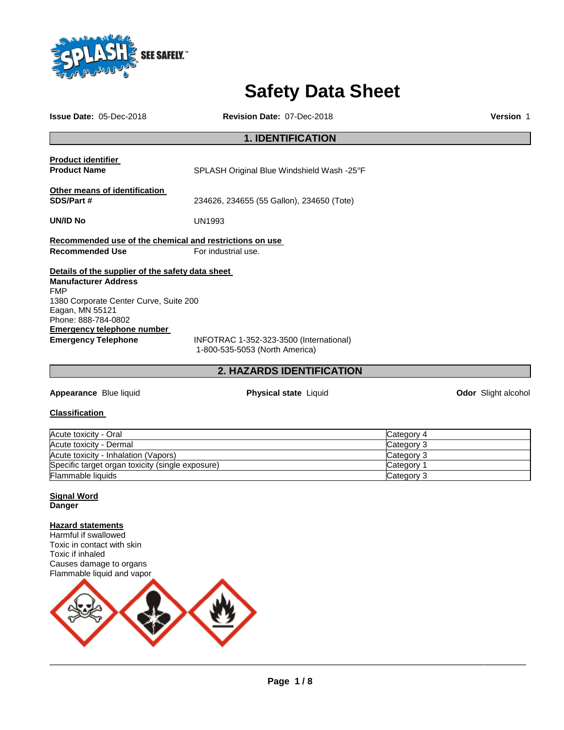# Safety Data Sheet

**Issue Date:** 05-Dec-2018 **Revision Date:** 07-Dec-2018 **Version** 1

## 1. IDENTIFICATION

**Product identifier**

**Product Name** SPLASH Original Blue Windshield Wash -25°F

**Other means of identification**

**SDS/Part #** 234626, 234655 (55 Gallon), 234650 (Tote)

**UN/ID No** UN1993

**Recommended use of the chemical and restrictions on use**

**Recommended Use** For industrial use.

**Details of the supplier of the safety data sheet**

**Manufacturer Address**
FMP
1380 Corporate Center Curve, Suite 200
Eagan, MN 55121
Phone: 888-784-0802

**Emergency telephone number**

**Emergency Telephone** INFOTRAC 1-352-323-3500 (International)
1-800-535-5053 (North America)

## 2. HAZARDS IDENTIFICATION

**Appearance** Blue liquid **Physical state** Liquid **Odor** Slight alcohol

**Classification**

| Hazard | Category |
|---|---|
| Acute toxicity - Oral | Category 4 |
| Acute toxicity - Dermal | Category 3 |
| Acute toxicity - Inhalation (Vapors) | Category 3 |
| Specific target organ toxicity (single exposure) | Category 1 |
| Flammable liquids | Category 3 |

**Signal Word**

**Danger**

**Hazard statements**

Harmful if swallowed
Toxic in contact with skin
Toxic if inhaled
Causes damage to organs
Flammable liquid and vapor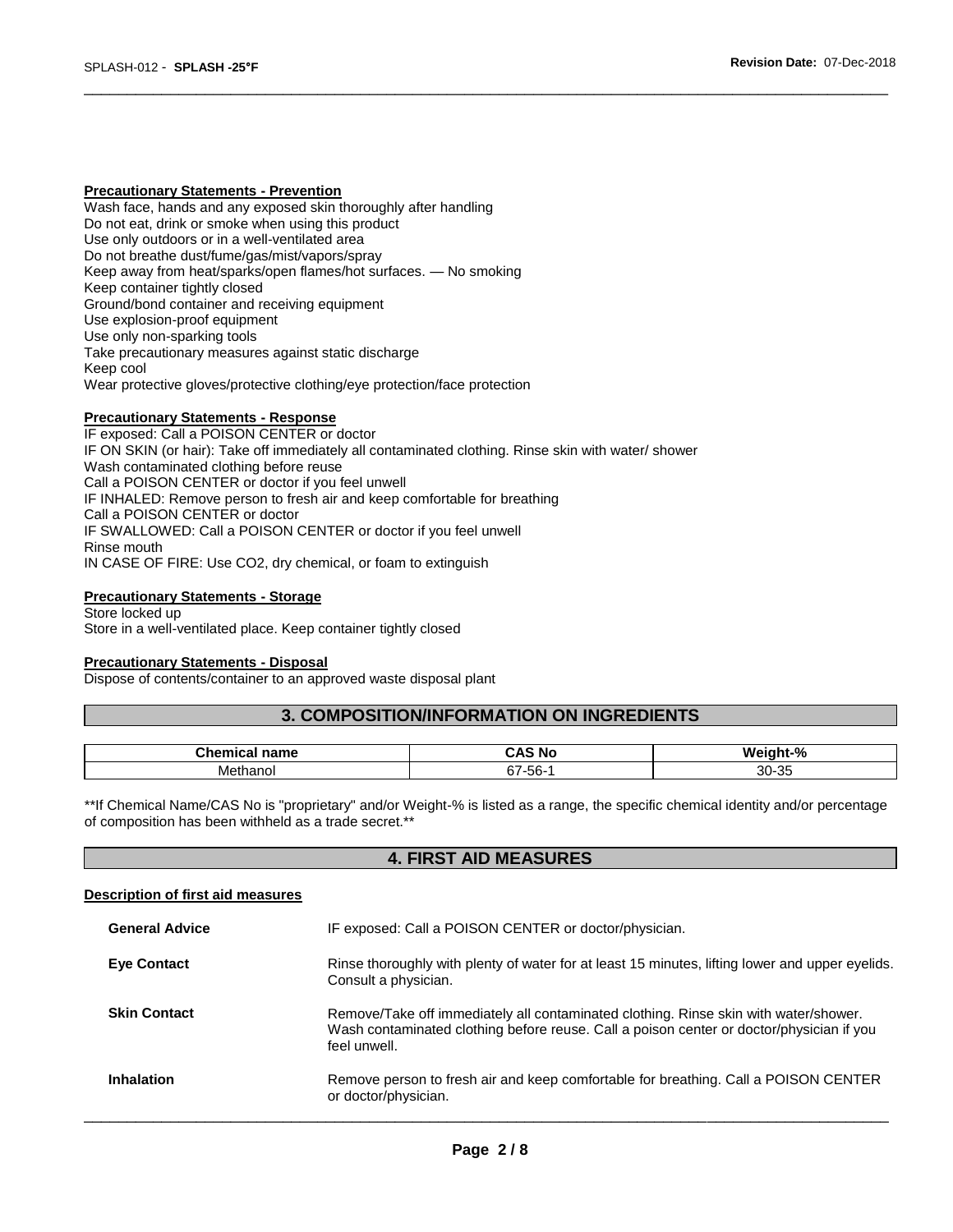**Precautionary Statements - Prevention**

Wash face, hands and any exposed skin thoroughly after handling
Do not eat, drink or smoke when using this product
Use only outdoors or in a well-ventilated area
Do not breathe dust/fume/gas/mist/vapors/spray
Keep away from heat/sparks/open flames/hot surfaces. — No smoking
Keep container tightly closed
Ground/bond container and receiving equipment
Use explosion-proof equipment
Use only non-sparking tools
Take precautionary measures against static discharge
Keep cool
Wear protective gloves/protective clothing/eye protection/face protection

**Precautionary Statements - Response**

IF exposed: Call a POISON CENTER or doctor
IF ON SKIN (or hair): Take off immediately all contaminated clothing. Rinse skin with water/ shower
Wash contaminated clothing before reuse
Call a POISON CENTER or doctor if you feel unwell
IF INHALED: Remove person to fresh air and keep comfortable for breathing
Call a POISON CENTER or doctor
IF SWALLOWED: Call a POISON CENTER or doctor if you feel unwell
Rinse mouth
IN CASE OF FIRE: Use CO2, dry chemical, or foam to extinguish

**Precautionary Statements - Storage**

Store locked up
Store in a well-ventilated place. Keep container tightly closed

**Precautionary Statements - Disposal**

Dispose of contents/container to an approved waste disposal plant

## 3. COMPOSITION/INFORMATION ON INGREDIENTS

| Chemical name | CAS No | Weight-% |
|---|---|---|
| Methanol | 67-56-1 | 30-35 |

**If Chemical Name/CAS No is "proprietary" and/or Weight-% is listed as a range, the specific chemical identity and/or percentage of composition has been withheld as a trade secret.**

## 4. FIRST AID MEASURES

**Description of first aid measures**

**General Advice** IF exposed: Call a POISON CENTER or doctor/physician.

**Eye Contact** Rinse thoroughly with plenty of water for at least 15 minutes, lifting lower and upper eyelids. Consult a physician.

**Skin Contact** Remove/Take off immediately all contaminated clothing. Rinse skin with water/shower. Wash contaminated clothing before reuse. Call a poison center or doctor/physician if you feel unwell.

**Inhalation** Remove person to fresh air and keep comfortable for breathing. Call a POISON CENTER or doctor/physician.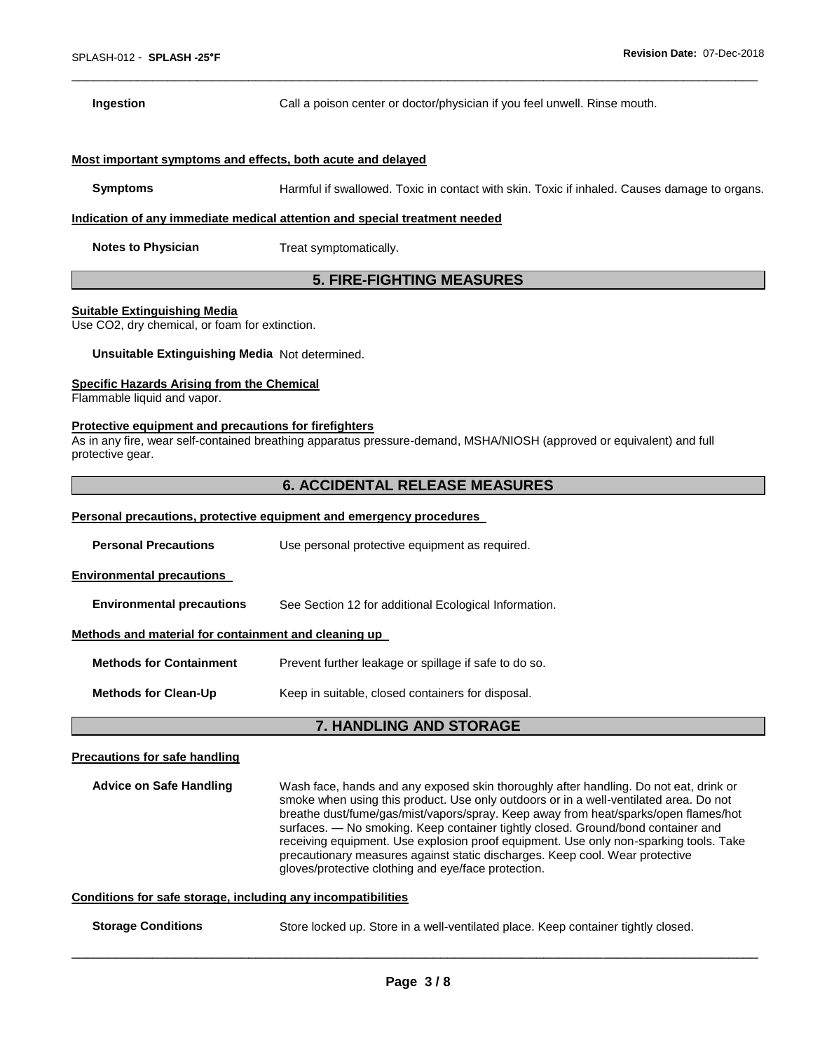**Ingestion** Call a poison center or doctor/physician if you feel unwell. Rinse mouth.

**Most important symptoms and effects, both acute and delayed**

**Symptoms** Harmful if swallowed. Toxic in contact with skin. Toxic if inhaled. Causes damage to organs.

**Indication of any immediate medical attention and special treatment needed**

**Notes to Physician** Treat symptomatically.

## 5. FIRE-FIGHTING MEASURES

**Suitable Extinguishing Media**

Use $CO_2$, dry chemical, or foam for extinction.

**Unsuitable Extinguishing Media** Not determined.

**Specific Hazards Arising from the Chemical**

Flammable liquid and vapor.

**Protective equipment and precautions for firefighters**

As in any fire, wear self-contained breathing apparatus pressure-demand, MSHA/NIOSH (approved or equivalent) and full protective gear.

## 6. ACCIDENTAL RELEASE MEASURES

**Personal precautions, protective equipment and emergency procedures**

**Personal Precautions** Use personal protective equipment as required.

**Environmental precautions**

**Environmental precautions** See Section 12 for additional Ecological Information.

**Methods and material for containment and cleaning up**

**Methods for Containment** Prevent further leakage or spillage if safe to do so.

**Methods for Clean-Up** Keep in suitable, closed containers for disposal.

## 7. HANDLING AND STORAGE

**Precautions for safe handling**

**Advice on Safe Handling** Wash face, hands and any exposed skin thoroughly after handling. Do not eat, drink or smoke when using this product. Use only outdoors or in a well-ventilated area. Do not breathe dust/fume/gas/mist/vapors/spray. Keep away from heat/sparks/open flames/hot surfaces. — No smoking. Keep container tightly closed. Ground/bond container and receiving equipment. Use explosion proof equipment. Use only non-sparking tools. Take precautionary measures against static discharges. Keep cool. Wear protective gloves/protective clothing and eye/face protection.

**Conditions for safe storage, including any incompatibilities**

**Storage Conditions** Store locked up. Store in a well-ventilated place. Keep container tightly closed.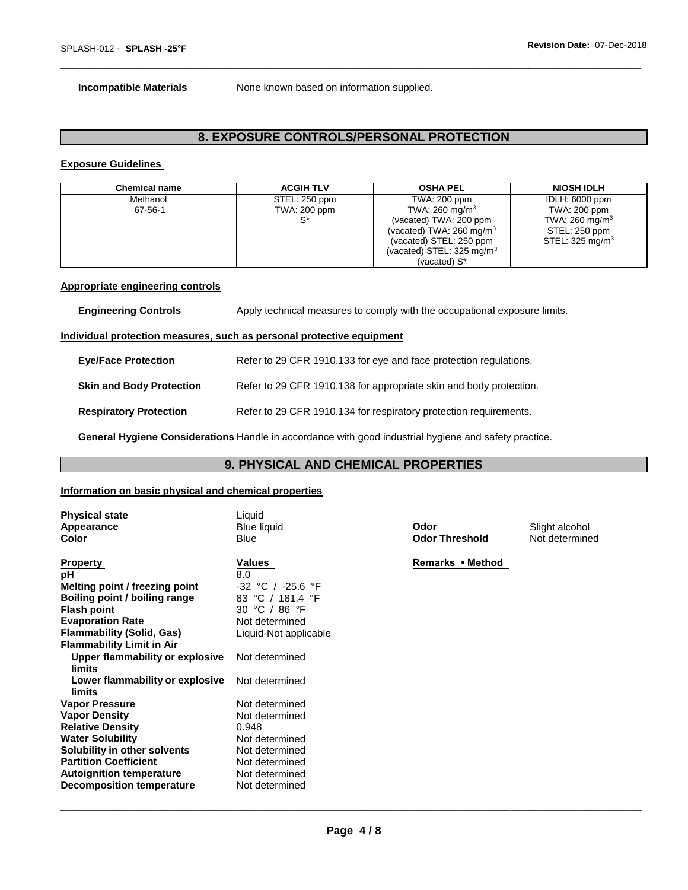**Incompatible Materials** None known based on information supplied.

## 8. EXPOSURE CONTROLS/PERSONAL PROTECTION

### Exposure Guidelines

| Chemical name | ACGIH TLV | OSHA PEL | NIOSH IDLH |
|---|---|---|---|
| Methanol<br>67-56-1 | STEL: 250 ppm<br>TWA: 200 ppm<br>S* | TWA: 200 ppm<br>TWA: 260 mg/m$^3$<br>(vacated) TWA: 200 ppm<br>(vacated) TWA: 260 mg/m$^3$<br>(vacated) STEL: 250 ppm<br>(vacated) STEL: 325 mg/m$^3$<br>(vacated) S* | IDLH: 6000 ppm<br>TWA: 200 ppm<br>TWA: 260 mg/m$^3$<br>STEL: 250 ppm<br>STEL: 325 mg/m$^3$ |

### Appropriate engineering controls

**Engineering Controls** Apply technical measures to comply with the occupational exposure limits.

### Individual protection measures, such as personal protective equipment

**Eye/Face Protection** Refer to 29 CFR 1910.133 for eye and face protection regulations.

**Skin and Body Protection** Refer to 29 CFR 1910.138 for appropriate skin and body protection.

**Respiratory Protection** Refer to 29 CFR 1910.134 for respiratory protection requirements.

**General Hygiene Considerations** Handle in accordance with good industrial hygiene and safety practice.

## 9. PHYSICAL AND CHEMICAL PROPERTIES

### Information on basic physical and chemical properties

**Physical state** Liquid
**Appearance** Blue liquid
**Color** Blue
**Odor** Slight alcohol
**Odor Threshold** Not determined

| Property | Values | Remarks • Method |
|---|---|---|
| **pH** | 8.0 | |
| **Melting point / freezing point** | -32 °C / -25.6 °F | |
| **Boiling point / boiling range** | 83 °C / 181.4 °F | |
| **Flash point** | 30 °C / 86 °F | |
| **Evaporation Rate** | Not determined | |
| **Flammability (Solid, Gas)** | Liquid-Not applicable | |
| **Flammability Limit in Air** | | |
| **Upper flammability or explosive limits** | Not determined | |
| **Lower flammability or explosive limits** | Not determined | |
| **Vapor Pressure** | Not determined | |
| **Vapor Density** | Not determined | |
| **Relative Density** | 0.948 | |
| **Water Solubility** | Not determined | |
| **Solubility in other solvents** | Not determined | |
| **Partition Coefficient** | Not determined | |
| **Autoignition temperature** | Not determined | |
| **Decomposition temperature** | Not determined | |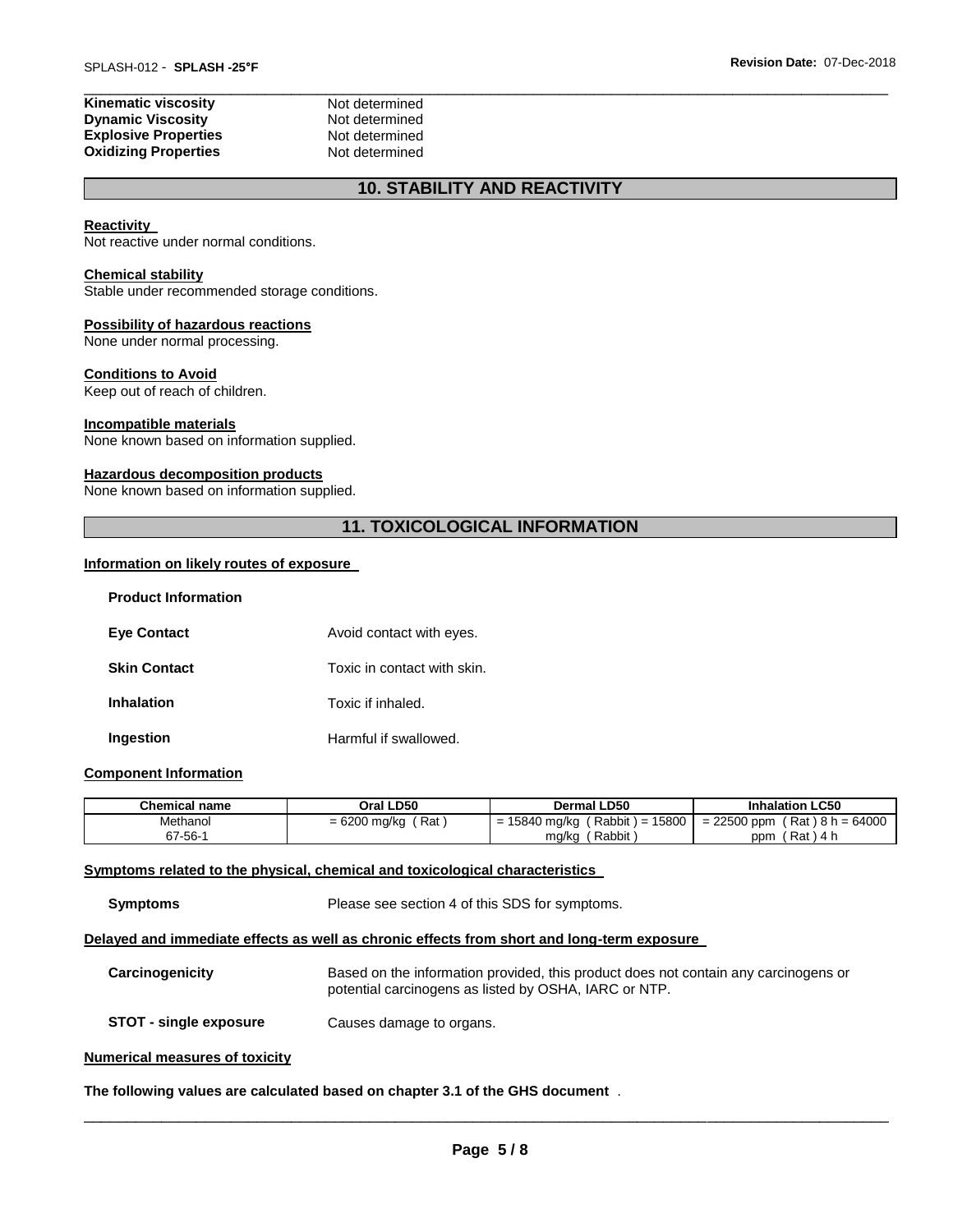| | |
|---|---|
| **Kinematic viscosity** | Not determined |
| **Dynamic Viscosity** | Not determined |
| **Explosive Properties** | Not determined |
| **Oxidizing Properties** | Not determined |

## 10. STABILITY AND REACTIVITY

**Reactivity**
Not reactive under normal conditions.

**Chemical stability**
Stable under recommended storage conditions.

**Possibility of hazardous reactions**
None under normal processing.

**Conditions to Avoid**
Keep out of reach of children.

**Incompatible materials**
None known based on information supplied.

**Hazardous decomposition products**
None known based on information supplied.

## 11. TOXICOLOGICAL INFORMATION

**Information on likely routes of exposure**

**Product Information**

| | |
|---|---|
| **Eye Contact** | Avoid contact with eyes. |
| **Skin Contact** | Toxic in contact with skin. |
| **Inhalation** | Toxic if inhaled. |
| **Ingestion** | Harmful if swallowed. |

**Component Information**

| Chemical name | Oral LD50 | Dermal LD50 | Inhalation LC50 |
|---|---|---|---|
| Methanol 67-56-1 | = 6200 mg/kg ( Rat ) | = 15840 mg/kg ( Rabbit ) = 15800 mg/kg ( Rabbit ) | = 22500 ppm ( Rat ) 8 h = 64000 ppm ( Rat ) 4 h |

**Symptoms related to the physical, chemical and toxicological characteristics**

| | |
|---|---|
| **Symptoms** | Please see section 4 of this SDS for symptoms. |

**Delayed and immediate effects as well as chronic effects from short and long-term exposure**

| | |
|---|---|
| **Carcinogenicity** | Based on the information provided, this product does not contain any carcinogens or potential carcinogens as listed by OSHA, IARC or NTP. |
| **STOT - single exposure** | Causes damage to organs. |

**Numerical measures of toxicity**

**The following values are calculated based on chapter 3.1 of the GHS document** .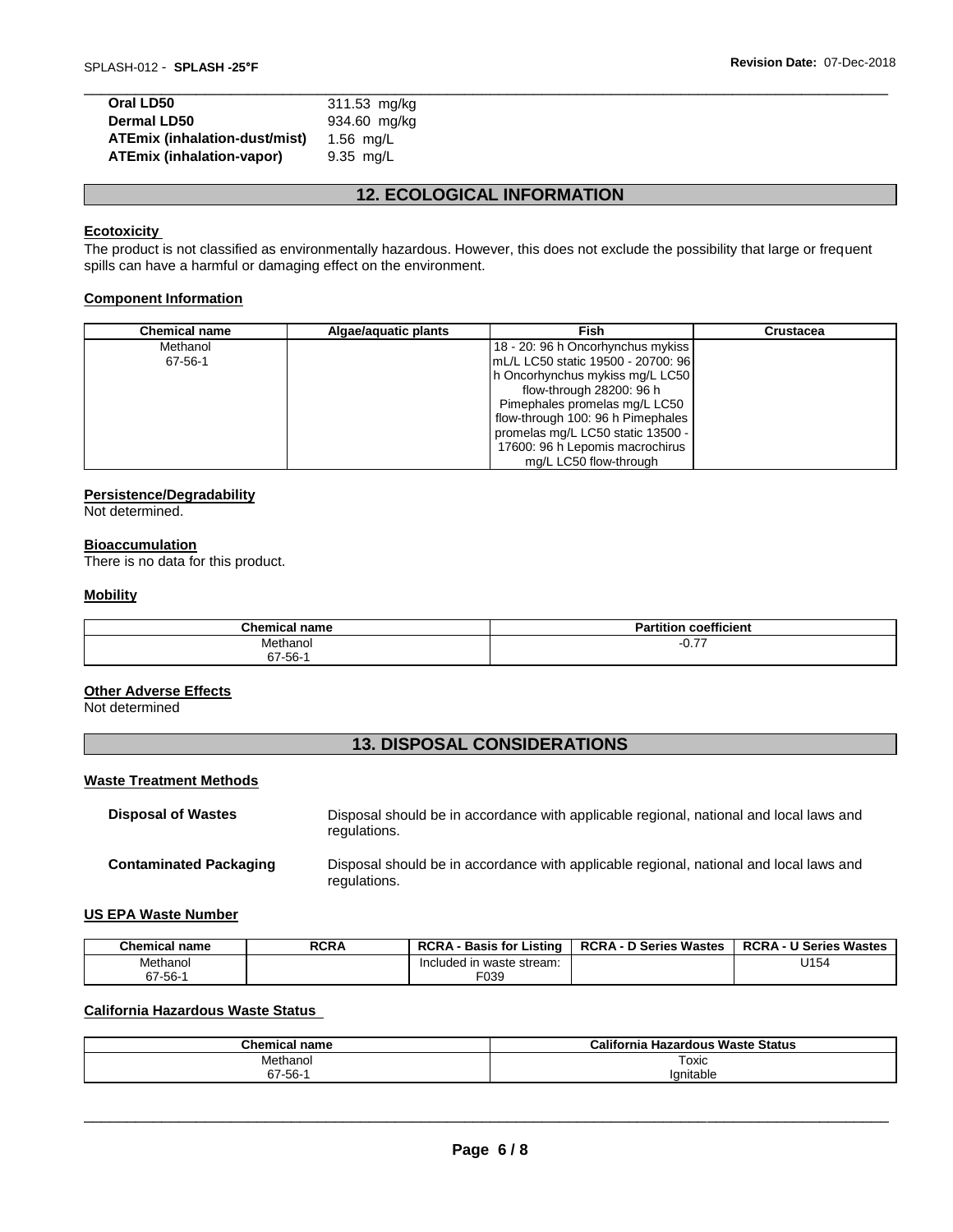| | |
|---|---|
| **Oral LD50** | 311.53 mg/kg |
| **Dermal LD50** | 934.60 mg/kg |
| **ATEmix (inhalation-dust/mist)** | 1.56 mg/L |
| **ATEmix (inhalation-vapor)** | 9.35 mg/L |

## 12. ECOLOGICAL INFORMATION

### Ecotoxicity

The product is not classified as environmentally hazardous. However, this does not exclude the possibility that large or frequent spills can have a harmful or damaging effect on the environment.

### Component Information

| Chemical name | Algae/aquatic plants | Fish | Crustacea |
|---|---|---|---|
| Methanol<br>67-56-1 | | 18 - 20: 96 h Oncorhynchus mykiss mL/L LC50 static 19500 - 20700: 96 h Oncorhynchus mykiss mg/L LC50 flow-through 28200: 96 h Pimephales promelas mg/L LC50 flow-through 100: 96 h Pimephales promelas mg/L LC50 static 13500 - 17600: 96 h Lepomis macrochirus mg/L LC50 flow-through | |

### Persistence/Degradability

Not determined.

### Bioaccumulation

There is no data for this product.

### Mobility

| Chemical name | Partition coefficient |
|---|---|
| Methanol<br>67-56-1 | -0.77 |

### Other Adverse Effects

Not determined

## 13. DISPOSAL CONSIDERATIONS

### Waste Treatment Methods

| | |
|---|---|
| **Disposal of Wastes** | Disposal should be in accordance with applicable regional, national and local laws and regulations. |
| **Contaminated Packaging** | Disposal should be in accordance with applicable regional, national and local laws and regulations. |

### US EPA Waste Number

| Chemical name | RCRA | RCRA - Basis for Listing | RCRA - D Series Wastes | RCRA - U Series Wastes |
|---|---|---|---|---|
| Methanol<br>67-56-1 | | Included in waste stream: F039 | | U154 |

### California Hazardous Waste Status

| Chemical name | California Hazardous Waste Status |
|---|---|
| Methanol<br>67-56-1 | Toxic<br>Ignitable |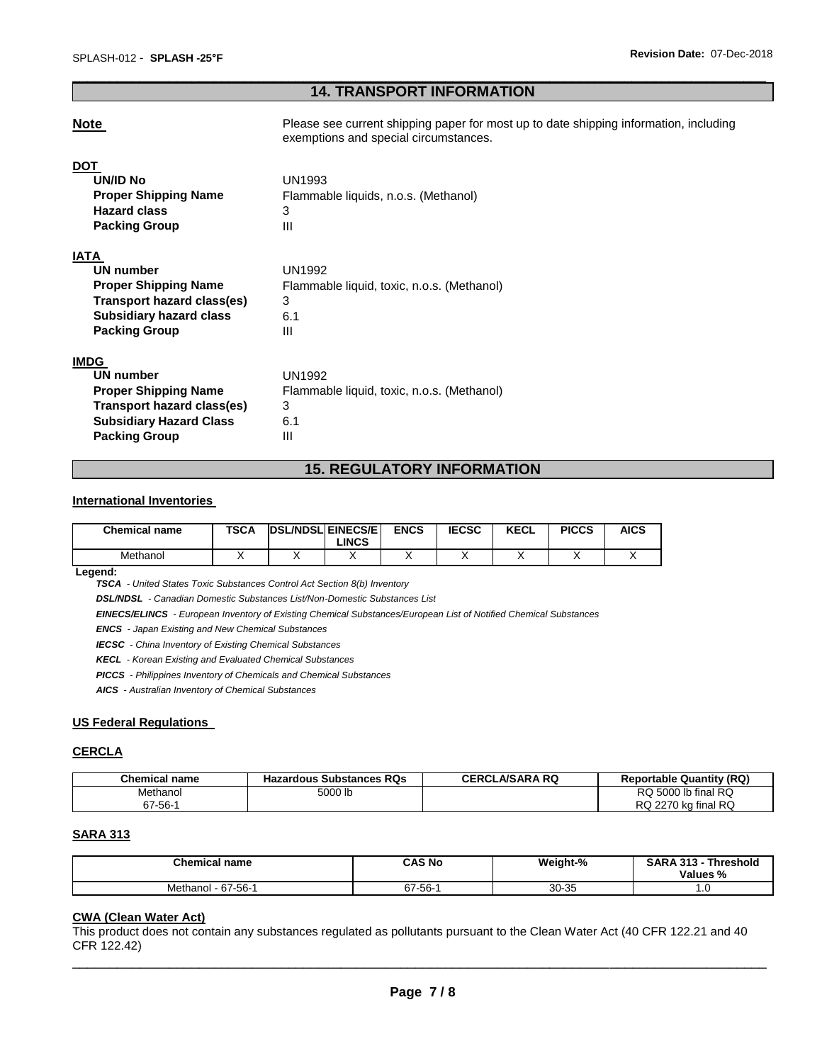## 14. TRANSPORT INFORMATION

**Note** Please see current shipping paper for most up to date shipping information, including exemptions and special circumstances.

**DOT**

| | |
|---|---|
| **UN/ID No** | UN1993 |
| **Proper Shipping Name** | Flammable liquids, n.o.s. (Methanol) |
| **Hazard class** | 3 |
| **Packing Group** | III |

**IATA**

| | |
|---|---|
| **UN number** | UN1992 |
| **Proper Shipping Name** | Flammable liquid, toxic, n.o.s. (Methanol) |
| **Transport hazard class(es)** | 3 |
| **Subsidiary hazard class** | 6.1 |
| **Packing Group** | III |

**IMDG**

| | |
|---|---|
| **UN number** | UN1992 |
| **Proper Shipping Name** | Flammable liquid, toxic, n.o.s. (Methanol) |
| **Transport hazard class(es)** | 3 |
| **Subsidiary Hazard Class** | 6.1 |
| **Packing Group** | III |

## 15. REGULATORY INFORMATION

### International Inventories

| Chemical name | TSCA | DSL/NDSL | EINECS/ELINCS | ENCS | IECSC | KECL | PICCS | AICS |
|---|---|---|---|---|---|---|---|---|
| Methanol | X | X | X | X | X | X | X | X |

**Legend:**

***TSCA*** *- United States Toxic Substances Control Act Section 8(b) Inventory*

***DSL/NDSL*** *- Canadian Domestic Substances List/Non-Domestic Substances List*

***EINECS/ELINCS*** *- European Inventory of Existing Chemical Substances/European List of Notified Chemical Substances*

***ENCS*** *- Japan Existing and New Chemical Substances*

***IECSC*** *- China Inventory of Existing Chemical Substances*

***KECL*** *- Korean Existing and Evaluated Chemical Substances*

***PICCS*** *- Philippines Inventory of Chemicals and Chemical Substances*

***AICS*** *- Australian Inventory of Chemical Substances*

### US Federal Regulations

### CERCLA

| Chemical name | Hazardous Substances RQs | CERCLA/SARA RQ | Reportable Quantity (RQ) |
|---|---|---|---|
| Methanol<br>67-56-1 | 5000 lb | | RQ 5000 lb final RQ<br>RQ 2270 kg final RQ |

### SARA 313

| Chemical name | CAS No | Weight-% | SARA 313 - Threshold Values % |
|---|---|---|---|
| Methanol - 67-56-1 | 67-56-1 | 30-35 | 1.0 |

### CWA (Clean Water Act)

This product does not contain any substances regulated as pollutants pursuant to the Clean Water Act (40 CFR 122.21 and 40 CFR 122.42)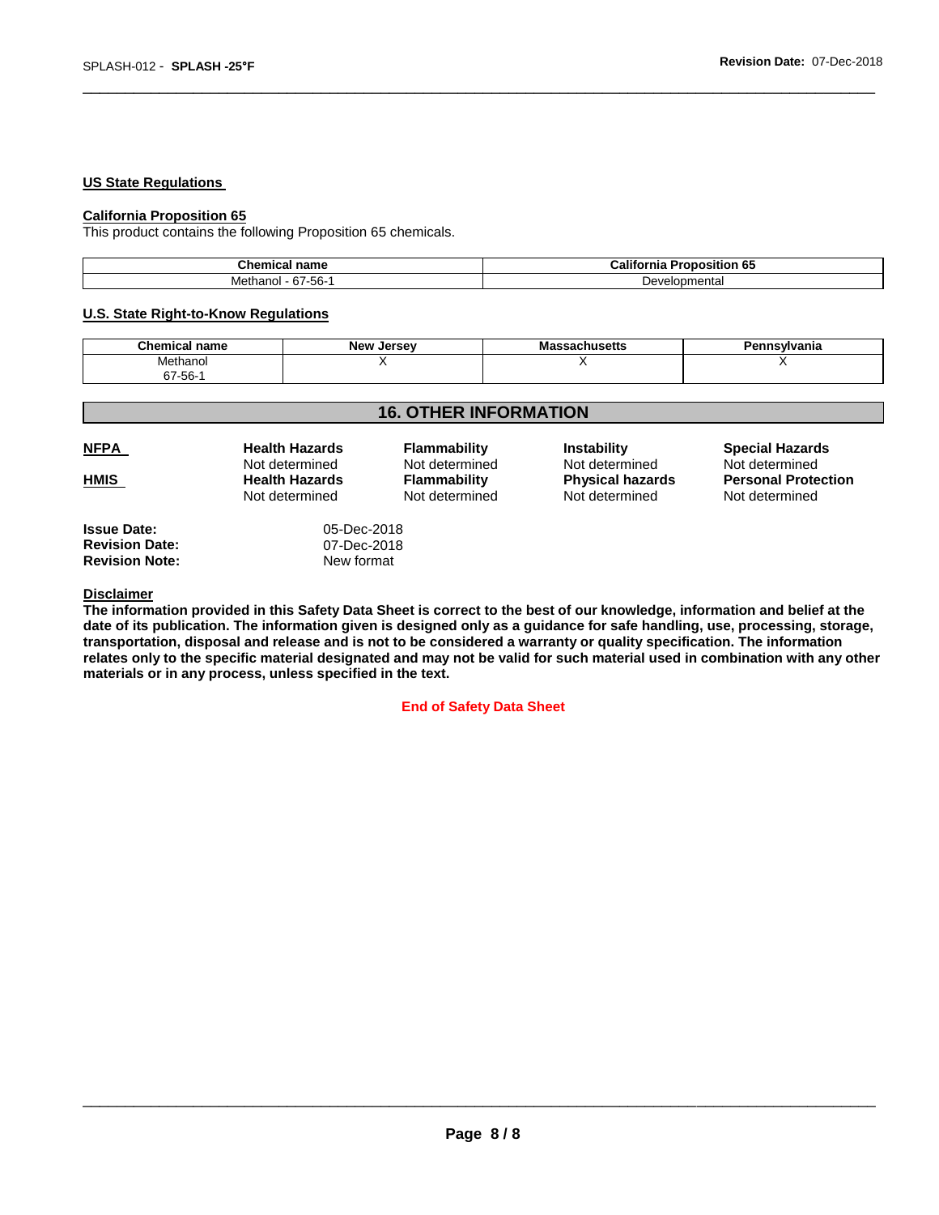**US State Regulations**

**California Proposition 65**

This product contains the following Proposition 65 chemicals.

| Chemical name | California Proposition 65 |
|---|---|
| Methanol - 67-56-1 | Developmental |

**U.S. State Right-to-Know Regulations**

| Chemical name | New Jersey | Massachusetts | Pennsylvania |
|---|---|---|---|
| Methanol 67-56-1 | X | X | X |

## 16. OTHER INFORMATION

| | | | | |
|---|---|---|---|---|
| **NFPA** | **Health Hazards** Not determined | **Flammability** Not determined | **Instability** Not determined | **Special Hazards** Not determined |
| **HMIS** | **Health Hazards** Not determined | **Flammability** Not determined | **Physical hazards** Not determined | **Personal Protection** Not determined |

**Issue Date:** 05-Dec-2018
**Revision Date:** 07-Dec-2018
**Revision Note:** New format

**Disclaimer**

**The information provided in this Safety Data Sheet is correct to the best of our knowledge, information and belief at the date of its publication. The information given is designed only as a guidance for safe handling, use, processing, storage, transportation, disposal and release and is not to be considered a warranty or quality specification. The information relates only to the specific material designated and may not be valid for such material used in combination with any other materials or in any process, unless specified in the text.**

**End of Safety Data Sheet**